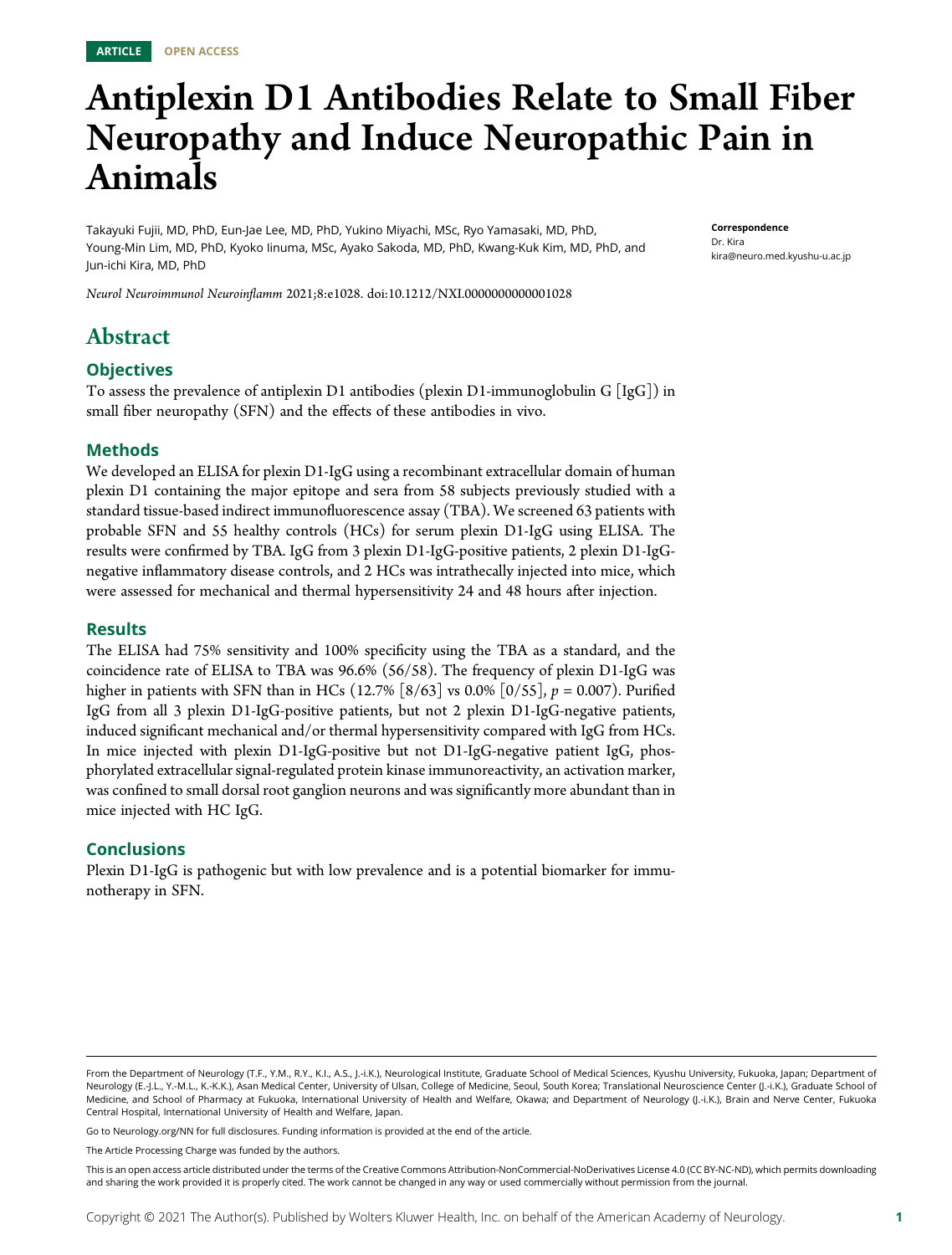ARTICLE OPEN ACCESS

# Antiplexin D1 Antibodies Relate to Small Fiber Neuropathy and Induce Neuropathic Pain in Animals

Takayuki Fujii, MD, PhD, Eun-Jae Lee, MD, PhD, Yukino Miyachi, MSc, Ryo Yamasaki, MD, PhD, Young-Min Lim, MD, PhD, Kyoko Iinuma, MSc, Ayako Sakoda, MD, PhD, Kwang-Kuk Kim, MD, PhD, and Jun-ichi Kira, MD, PhD

*Neurol Neuroimmunol Neuroinflamm* 2021;8:e1028. doi:10.1212/NXI.0000000000001028

**Correspondence**
Dr. Kira
kira@neuro.med.kyushu-u.ac.jp

## Abstract

### Objectives

To assess the prevalence of antiplexin D1 antibodies (plexin D1-immunoglobulin G [IgG]) in small fiber neuropathy (SFN) and the effects of these antibodies in vivo.

### Methods

We developed an ELISA for plexin D1-IgG using a recombinant extracellular domain of human plexin D1 containing the major epitope and sera from 58 subjects previously studied with a standard tissue-based indirect immunofluorescence assay (TBA). We screened 63 patients with probable SFN and 55 healthy controls (HCs) for serum plexin D1-IgG using ELISA. The results were confirmed by TBA. IgG from 3 plexin D1-IgG-positive patients, 2 plexin D1-IgG-negative inflammatory disease controls, and 2 HCs was intrathecally injected into mice, which were assessed for mechanical and thermal hypersensitivity 24 and 48 hours after injection.

### Results

The ELISA had 75% sensitivity and 100% specificity using the TBA as a standard, and the coincidence rate of ELISA to TBA was 96.6% (56/58). The frequency of plexin D1-IgG was higher in patients with SFN than in HCs (12.7% [8/63] vs 0.0% [0/55], $p = 0.007$). Purified IgG from all 3 plexin D1-IgG-positive patients, but not 2 plexin D1-IgG-negative patients, induced significant mechanical and/or thermal hypersensitivity compared with IgG from HCs. In mice injected with plexin D1-IgG-positive but not D1-IgG-negative patient IgG, phosphorylated extracellular signal-regulated protein kinase immunoreactivity, an activation marker, was confined to small dorsal root ganglion neurons and was significantly more abundant than in mice injected with HC IgG.

### Conclusions

Plexin D1-IgG is pathogenic but with low prevalence and is a potential biomarker for immunotherapy in SFN.

From the Department of Neurology (T.F., Y.M., R.Y., K.I., A.S., J.-i.K.), Neurological Institute, Graduate School of Medical Sciences, Kyushu University, Fukuoka, Japan; Department of Neurology (E.-J.L., Y.-M.L., K.-K.K.), Asan Medical Center, University of Ulsan, College of Medicine, Seoul, South Korea; Translational Neuroscience Center (J.-i.K.), Graduate School of Medicine, and School of Pharmacy at Fukuoka, International University of Health and Welfare, Okawa; and Department of Neurology (J.-i.K.), Brain and Nerve Center, Fukuoka Central Hospital, International University of Health and Welfare, Japan.

Go to Neurology.org/NN for full disclosures. Funding information is provided at the end of the article.

The Article Processing Charge was funded by the authors.

This is an open access article distributed under the terms of the Creative Commons Attribution-NonCommercial-NoDerivatives License 4.0 (CC BY-NC-ND), which permits downloading and sharing the work provided it is properly cited. The work cannot be changed in any way or used commercially without permission from the journal.

Copyright © 2021 The Author(s). Published by Wolters Kluwer Health, Inc. on behalf of the American Academy of Neurology.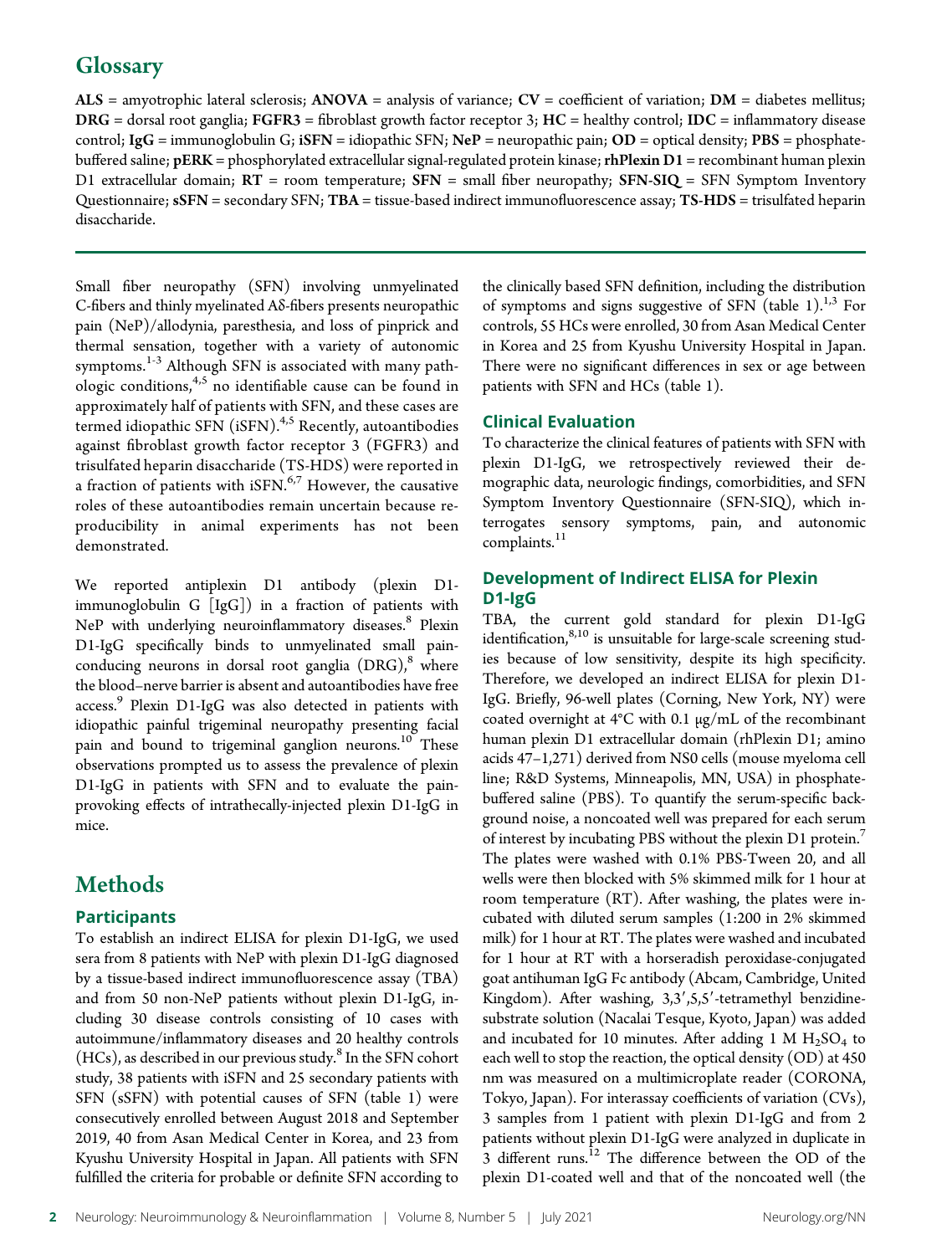## Glossary

**ALS** = amyotrophic lateral sclerosis; **ANOVA** = analysis of variance; **CV** = coefficient of variation; **DM** = diabetes mellitus; **DRG** = dorsal root ganglia; **FGFR3** = fibroblast growth factor receptor 3; **HC** = healthy control; **IDC** = inflammatory disease control; **IgG** = immunoglobulin G; **iSFN** = idiopathic SFN; **NeP** = neuropathic pain; **OD** = optical density; **PBS** = phosphate-buffered saline; **pERK** = phosphorylated extracellular signal-regulated protein kinase; **rhPlexin D1** = recombinant human plexin D1 extracellular domain; **RT** = room temperature; **SFN** = small fiber neuropathy; **SFN-SIQ** = SFN Symptom Inventory Questionnaire; **sSFN** = secondary SFN; **TBA** = tissue-based indirect immunofluorescence assay; **TS-HDS** = trisulfated heparin disaccharide.

---

Small fiber neuropathy (SFN) involving unmyelinated C-fibers and thinly myelinated Aδ-fibers presents neuropathic pain (NeP)/allodynia, paresthesia, and loss of pinprick and thermal sensation, together with a variety of autonomic symptoms.[1-3] Although SFN is associated with many pathologic conditions,[4,5] no identifiable cause can be found in approximately half of patients with SFN, and these cases are termed idiopathic SFN (iSFN).[4,5] Recently, autoantibodies against fibroblast growth factor receptor 3 (FGFR3) and trisulfated heparin disaccharide (TS-HDS) were reported in a fraction of patients with iSFN.[6,7] However, the causative roles of these autoantibodies remain uncertain because reproducibility in animal experiments has not been demonstrated.

We reported antiplexin D1 antibody (plexin D1-immunoglobulin G [IgG]) in a fraction of patients with NeP with underlying neuroinflammatory diseases.[8] Plexin D1-IgG specifically binds to unmyelinated small pain-conducing neurons in dorsal root ganglia (DRG),[8] where the blood–nerve barrier is absent and autoantibodies have free access.[9] Plexin D1-IgG was also detected in patients with idiopathic painful trigeminal neuropathy presenting facial pain and bound to trigeminal ganglion neurons.[10] These observations prompted us to assess the prevalence of plexin D1-IgG in patients with SFN and to evaluate the pain-provoking effects of intrathecally-injected plexin D1-IgG in mice.

# Methods

## Participants

To establish an indirect ELISA for plexin D1-IgG, we used sera from 8 patients with NeP with plexin D1-IgG diagnosed by a tissue-based indirect immunofluorescence assay (TBA) and from 50 non-NeP patients without plexin D1-IgG, including 30 disease controls consisting of 10 cases with autoimmune/inflammatory diseases and 20 healthy controls (HCs), as described in our previous study.[8] In the SFN cohort study, 38 patients with iSFN and 25 secondary patients with SFN (sSFN) with potential causes of SFN (table 1) were consecutively enrolled between August 2018 and September 2019, 40 from Asan Medical Center in Korea, and 23 from Kyushu University Hospital in Japan. All patients with SFN fulfilled the criteria for probable or definite SFN according to the clinically based SFN definition, including the distribution of symptoms and signs suggestive of SFN (table 1).[1,3] For controls, 55 HCs were enrolled, 30 from Asan Medical Center in Korea and 25 from Kyushu University Hospital in Japan. There were no significant differences in sex or age between patients with SFN and HCs (table 1).

## Clinical Evaluation

To characterize the clinical features of patients with SFN with plexin D1-IgG, we retrospectively reviewed their demographic data, neurologic findings, comorbidities, and SFN Symptom Inventory Questionnaire (SFN-SIQ), which interrogates sensory symptoms, pain, and autonomic complaints.[11]

## Development of Indirect ELISA for Plexin D1-IgG

TBA, the current gold standard for plexin D1-IgG identification,[8,10] is unsuitable for large-scale screening studies because of low sensitivity, despite its high specificity. Therefore, we developed an indirect ELISA for plexin D1-IgG. Briefly, 96-well plates (Corning, New York, NY) were coated overnight at 4°C with 0.1 μg/mL of the recombinant human plexin D1 extracellular domain (rhPlexin D1; amino acids 47–1,271) derived from NS0 cells (mouse myeloma cell line; R&D Systems, Minneapolis, MN, USA) in phosphate-buffered saline (PBS). To quantify the serum-specific background noise, a noncoated well was prepared for each serum of interest by incubating PBS without the plexin D1 protein.[7] The plates were washed with 0.1% PBS-Tween 20, and all wells were then blocked with 5% skimmed milk for 1 hour at room temperature (RT). After washing, the plates were incubated with diluted serum samples (1:200 in 2% skimmed milk) for 1 hour at RT. The plates were washed and incubated for 1 hour at RT with a horseradish peroxidase-conjugated goat antihuman IgG Fc antibody (Abcam, Cambridge, United Kingdom). After washing, 3,3′,5,5′-tetramethyl benzidine-substrate solution (Nacalai Tesque, Kyoto, Japan) was added and incubated for 10 minutes. After adding 1 M $H_2SO_4$ to each well to stop the reaction, the optical density (OD) at 450 nm was measured on a multimicroplate reader (CORONA, Tokyo, Japan). For interassay coefficients of variation (CVs), 3 samples from 1 patient with plexin D1-IgG and from 2 patients without plexin D1-IgG were analyzed in duplicate in 3 different runs.[12] The difference between the OD of the plexin D1-coated well and that of the noncoated well (the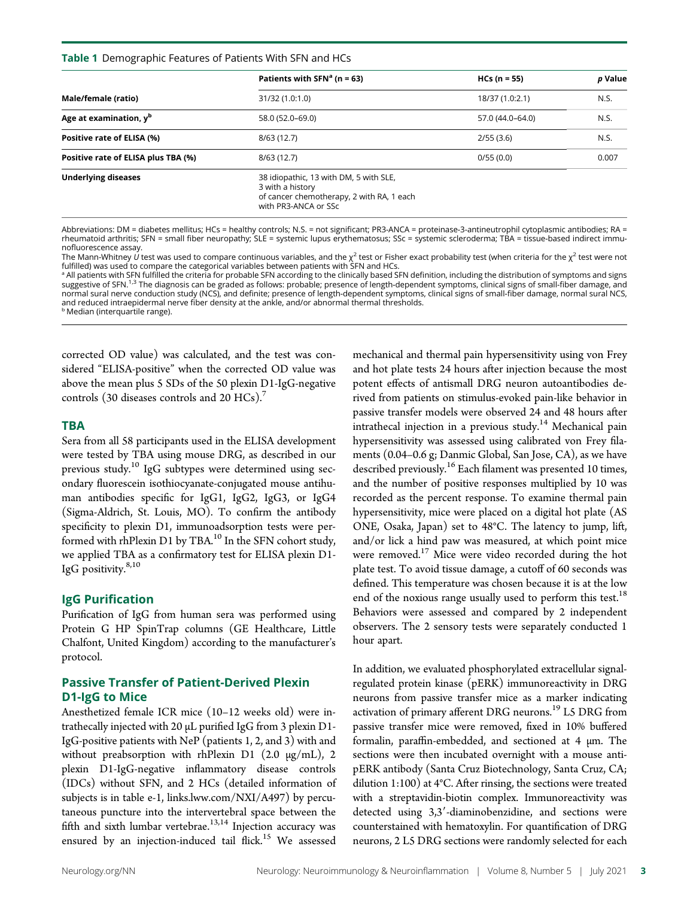**Table 1** Demographic Features of Patients With SFN and HCs

| | Patients with SFN[a] (n = 63) | HCs (n = 55) | p Value |
|---|---|---|---|
| **Male/female (ratio)** | 31/32 (1.0:1.0) | 18/37 (1.0:2.1) | N.S. |
| **Age at examination, y[b]** | 58.0 (52.0–69.0) | 57.0 (44.0–64.0) | N.S. |
| **Positive rate of ELISA (%)** | 8/63 (12.7) | 2/55 (3.6) | N.S. |
| **Positive rate of ELISA plus TBA (%)** | 8/63 (12.7) | 0/55 (0.0) | 0.007 |
| **Underlying diseases** | 38 idiopathic, 13 with DM, 5 with SLE, 3 with a history of cancer chemotherapy, 2 with RA, 1 each with PR3-ANCA or SSc | | |

Abbreviations: DM = diabetes mellitus; HCs = healthy controls; N.S. = not significant; PR3-ANCA = proteinase-3-antineutrophil cytoplasmic antibodies; RA = rheumatoid arthritis; SFN = small fiber neuropathy; SLE = systemic lupus erythematosus; SSc = systemic scleroderma; TBA = tissue-based indirect immunofluorescence assay.
The Mann-Whitney *U* test was used to compare continuous variables, and the $\chi^2$ test or Fisher exact probability test (when criteria for the $\chi^2$ test were not fulfilled) was used to compare the categorical variables between patients with SFN and HCs.
[a] All patients with SFN fulfilled the criteria for probable SFN according to the clinically based SFN definition, including the distribution of symptoms and signs suggestive of SFN.[1,3] The diagnosis can be graded as follows: probable; presence of length-dependent symptoms, clinical signs of small-fiber damage, and normal sural nerve conduction study (NCS), and definite; presence of length-dependent symptoms, clinical signs of small-fiber damage, normal sural NCS, and reduced intraepidermal nerve fiber density at the ankle, and/or abnormal thermal thresholds.
[b] Median (interquartile range).

corrected OD value) was calculated, and the test was considered "ELISA-positive" when the corrected OD value was above the mean plus 5 SDs of the 50 plexin D1-IgG-negative controls (30 diseases controls and 20 HCs).[7]

## TBA

Sera from all 58 participants used in the ELISA development were tested by TBA using mouse DRG, as described in our previous study.[10] IgG subtypes were determined using secondary fluorescein isothiocyanate-conjugated mouse antihuman antibodies specific for IgG1, IgG2, IgG3, or IgG4 (Sigma-Aldrich, St. Louis, MO). To confirm the antibody specificity to plexin D1, immunoadsorption tests were performed with rhPlexin D1 by TBA.[10] In the SFN cohort study, we applied TBA as a confirmatory test for ELISA plexin D1-IgG positivity.[8,10]

## IgG Purification

Purification of IgG from human sera was performed using Protein G HP SpinTrap columns (GE Healthcare, Little Chalfont, United Kingdom) according to the manufacturer's protocol.

## Passive Transfer of Patient-Derived Plexin D1-IgG to Mice

Anesthetized female ICR mice (10–12 weeks old) were intrathecally injected with 20 μL purified IgG from 3 plexin D1-IgG-positive patients with NeP (patients 1, 2, and 3) with and without preabsorption with rhPlexin D1 (2.0 μg/mL), 2 plexin D1-IgG-negative inflammatory disease controls (IDCs) without SFN, and 2 HCs (detailed information of subjects is in table e-1, links.lww.com/NXI/A497) by percutaneous puncture into the intervertebral space between the fifth and sixth lumbar vertebrae.[13,14] Injection accuracy was ensured by an injection-induced tail flick.[15] We assessed mechanical and thermal pain hypersensitivity using von Frey and hot plate tests 24 hours after injection because the most potent effects of antismall DRG neuron autoantibodies derived from patients on stimulus-evoked pain-like behavior in passive transfer models were observed 24 and 48 hours after intrathecal injection in a previous study.[14] Mechanical pain hypersensitivity was assessed using calibrated von Frey filaments (0.04–0.6 g; Danmic Global, San Jose, CA), as we have described previously.[16] Each filament was presented 10 times, and the number of positive responses multiplied by 10 was recorded as the percent response. To examine thermal pain hypersensitivity, mice were placed on a digital hot plate (AS ONE, Osaka, Japan) set to 48°C. The latency to jump, lift, and/or lick a hind paw was measured, at which point mice were removed.[17] Mice were video recorded during the hot plate test. To avoid tissue damage, a cutoff of 60 seconds was defined. This temperature was chosen because it is at the low end of the noxious range usually used to perform this test.[18] Behaviors were assessed and compared by 2 independent observers. The 2 sensory tests were separately conducted 1 hour apart.

In addition, we evaluated phosphorylated extracellular signal-regulated protein kinase (pERK) immunoreactivity in DRG neurons from passive transfer mice as a marker indicating activation of primary afferent DRG neurons.[19] L5 DRG from passive transfer mice were removed, fixed in 10% buffered formalin, paraffin-embedded, and sectioned at 4 μm. The sections were then incubated overnight with a mouse anti-pERK antibody (Santa Cruz Biotechnology, Santa Cruz, CA; dilution 1:100) at 4°C. After rinsing, the sections were treated with a streptavidin-biotin complex. Immunoreactivity was detected using 3,3′-diaminobenzidine, and sections were counterstained with hematoxylin. For quantification of DRG neurons, 2 L5 DRG sections were randomly selected for each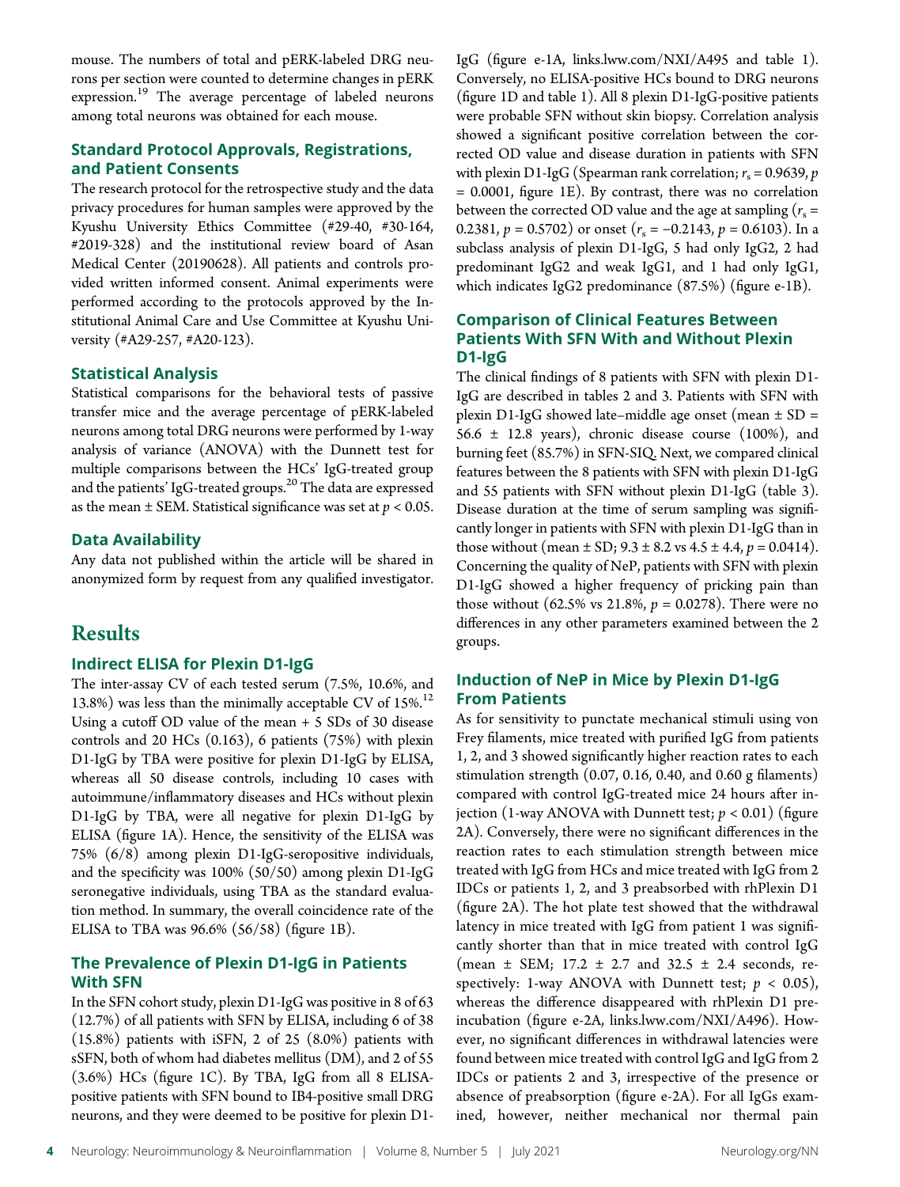mouse. The numbers of total and pERK-labeled DRG neurons per section were counted to determine changes in pERK expression.[19] The average percentage of labeled neurons among total neurons was obtained for each mouse.

### Standard Protocol Approvals, Registrations, and Patient Consents

The research protocol for the retrospective study and the data privacy procedures for human samples were approved by the Kyushu University Ethics Committee (#29-40, #30-164, #2019-328) and the institutional review board of Asan Medical Center (20190628). All patients and controls provided written informed consent. Animal experiments were performed according to the protocols approved by the Institutional Animal Care and Use Committee at Kyushu University (#A29-257, #A20-123).

### Statistical Analysis

Statistical comparisons for the behavioral tests of passive transfer mice and the average percentage of pERK-labeled neurons among total DRG neurons were performed by 1-way analysis of variance (ANOVA) with the Dunnett test for multiple comparisons between the HCs' IgG-treated group and the patients' IgG-treated groups.[20] The data are expressed as the mean ± SEM. Statistical significance was set at $p < 0.05$.

### Data Availability

Any data not published within the article will be shared in anonymized form by request from any qualified investigator.

## Results

### Indirect ELISA for Plexin D1-IgG

The inter-assay CV of each tested serum (7.5%, 10.6%, and 13.8%) was less than the minimally acceptable CV of 15%.[12] Using a cutoff OD value of the mean + 5 SDs of 30 disease controls and 20 HCs (0.163), 6 patients (75%) with plexin D1-IgG by TBA were positive for plexin D1-IgG by ELISA, whereas all 50 disease controls, including 10 cases with autoimmune/inflammatory diseases and HCs without plexin D1-IgG by TBA, were all negative for plexin D1-IgG by ELISA (figure 1A). Hence, the sensitivity of the ELISA was 75% (6/8) among plexin D1-IgG-seropositive individuals, and the specificity was 100% (50/50) among plexin D1-IgG seronegative individuals, using TBA as the standard evaluation method. In summary, the overall coincidence rate of the ELISA to TBA was 96.6% (56/58) (figure 1B).

### The Prevalence of Plexin D1-IgG in Patients With SFN

In the SFN cohort study, plexin D1-IgG was positive in 8 of 63 (12.7%) of all patients with SFN by ELISA, including 6 of 38 (15.8%) patients with iSFN, 2 of 25 (8.0%) patients with sSFN, both of whom had diabetes mellitus (DM), and 2 of 55 (3.6%) HCs (figure 1C). By TBA, IgG from all 8 ELISA-positive patients with SFN bound to IB4-positive small DRG neurons, and they were deemed to be positive for plexin D1-IgG (figure e-1A, links.lww.com/NXI/A495 and table 1). Conversely, no ELISA-positive HCs bound to DRG neurons (figure 1D and table 1). All 8 plexin D1-IgG-positive patients were probable SFN without skin biopsy. Correlation analysis showed a significant positive correlation between the corrected OD value and disease duration in patients with SFN with plexin D1-IgG (Spearman rank correlation; $r_s = 0.9639$, $p = 0.0001$, figure 1E). By contrast, there was no correlation between the corrected OD value and the age at sampling ($r_s = 0.2381$, $p = 0.5702$) or onset ($r_s = -0.2143$, $p = 0.6103$). In a subclass analysis of plexin D1-IgG, 5 had only IgG2, 2 had predominant IgG2 and weak IgG1, and 1 had only IgG1, which indicates IgG2 predominance (87.5%) (figure e-1B).

### Comparison of Clinical Features Between Patients With SFN With and Without Plexin D1-IgG

The clinical findings of 8 patients with SFN with plexin D1-IgG are described in tables 2 and 3. Patients with SFN with plexin D1-IgG showed late–middle age onset (mean ± SD = 56.6 ± 12.8 years), chronic disease course (100%), and burning feet (85.7%) in SFN-SIQ. Next, we compared clinical features between the 8 patients with SFN with plexin D1-IgG and 55 patients with SFN without plexin D1-IgG (table 3). Disease duration at the time of serum sampling was significantly longer in patients with SFN with plexin D1-IgG than in those without (mean ± SD; 9.3 ± 8.2 vs 4.5 ± 4.4, $p = 0.0414$). Concerning the quality of NeP, patients with SFN with plexin D1-IgG showed a higher frequency of pricking pain than those without (62.5% vs 21.8%, $p = 0.0278$). There were no differences in any other parameters examined between the 2 groups.

### Induction of NeP in Mice by Plexin D1-IgG From Patients

As for sensitivity to punctate mechanical stimuli using von Frey filaments, mice treated with purified IgG from patients 1, 2, and 3 showed significantly higher reaction rates to each stimulation strength (0.07, 0.16, 0.40, and 0.60 g filaments) compared with control IgG-treated mice 24 hours after injection (1-way ANOVA with Dunnett test; $p < 0.01$) (figure 2A). Conversely, there were no significant differences in the reaction rates to each stimulation strength between mice treated with IgG from HCs and mice treated with IgG from 2 IDCs or patients 1, 2, and 3 preabsorbed with rhPlexin D1 (figure 2A). The hot plate test showed that the withdrawal latency in mice treated with IgG from patient 1 was significantly shorter than that in mice treated with control IgG (mean ± SEM; 17.2 ± 2.7 and 32.5 ± 2.4 seconds, respectively: 1-way ANOVA with Dunnett test; $p < 0.05$), whereas the difference disappeared with rhPlexin D1 preincubation (figure e-2A, links.lww.com/NXI/A496). However, no significant differences in withdrawal latencies were found between mice treated with control IgG and IgG from 2 IDCs or patients 2 and 3, irrespective of the presence or absence of preabsorption (figure e-2A). For all IgGs examined, however, neither mechanical nor thermal pain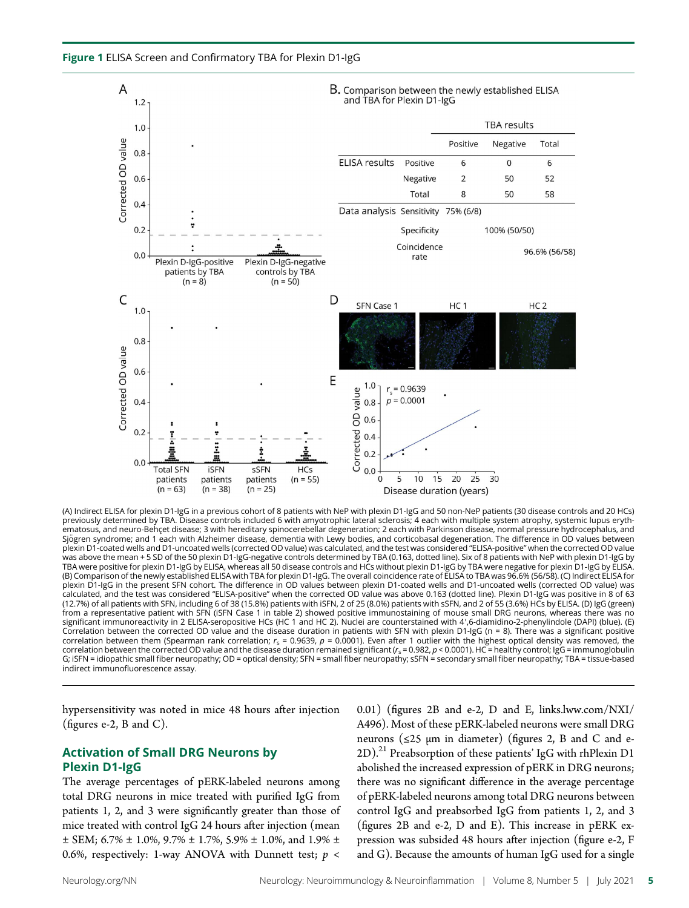**Figure 1** ELISA Screen and Confirmatory TBA for Plexin D1-IgG

B. Comparison between the newly established ELISA and TBA for Plexin D1-IgG

| | | TBA results | | |
|---|---|---|---|---|
| | | Positive | Negative | Total |
| ELISA results | Positive | 6 | 0 | 6 |
| | Negative | 2 | 50 | 52 |
| | Total | 8 | 50 | 58 |
| Data analysis | Sensitivity | 75% (6/8) | | |
| | Specificity | | 100% (50/50) | |
| | Coincidence rate | | | 96.6% (56/58) |

(A) Indirect ELISA for plexin D1-IgG in a previous cohort of 8 patients with NeP with plexin D1-IgG and 50 non-NeP patients (30 disease controls and 20 HCs) previously determined by TBA. Disease controls included 6 with amyotrophic lateral sclerosis; 4 each with multiple system atrophy, systemic lupus erythematosus, and neuro-Behçet disease; 3 with hereditary spinocerebellar degeneration; 2 each with Parkinson disease, normal pressure hydrocephalus, and Sjögren syndrome; and 1 each with Alzheimer disease, dementia with Lewy bodies, and corticobasal degeneration. The difference in OD values between plexin D1-coated wells and D1-uncoated wells (corrected OD value) was calculated, and the test was considered "ELISA-positive" when the corrected OD value was above the mean + 5 SD of the 50 plexin D1-IgG-negative controls determined by TBA (0.163, dotted line). Six of 8 patients with NeP with plexin D1-IgG by TBA were positive for plexin D1-IgG by ELISA, whereas all 50 disease controls and HCs without plexin D1-IgG by TBA were negative for plexin D1-IgG by ELISA. (B) Comparison of the newly established ELISA with TBA for plexin D1-IgG. The overall coincidence rate of ELISA to TBA was 96.6% (56/58). (C) Indirect ELISA for plexin D1-IgG in the present SFN cohort. The difference in OD values between plexin D1-coated wells and D1-uncoated wells (corrected OD value) was calculated, and the test was considered "ELISA-positive" when the corrected OD value was above 0.163 (dotted line). Plexin D1-IgG was positive in 8 of 63 (12.7%) of all patients with SFN, including 6 of 38 (15.8%) patients with iSFN, 2 of 25 (8.0%) patients with sSFN, and 2 of 55 (3.6%) HCs by ELISA. (D) IgG (green) from a representative patient with SFN (iSFN Case 1 in table 2) showed positive immunostaining of mouse small DRG neurons, whereas there was no significant immunoreactivity in 2 ELISA-seropositive HCs (HC 1 and HC 2). Nuclei are counterstained with 4′,6-diamidino-2-phenylindole (DAPI) (blue). (E) Correlation between the corrected OD value and the disease duration in patients with SFN with plexin D1-IgG (n = 8). There was a significant positive correlation between them (Spearman rank correlation; $r_s = 0.9639$, $p = 0.0001$). Even after 1 outlier with the highest optical density was removed, the correlation between the corrected OD value and the disease duration remained significant ($r_s = 0.982$, $p < 0.0001$). HC = healthy control; IgG = immunoglobulin G; iSFN = idiopathic small fiber neuropathy; OD = optical density; SFN = small fiber neuropathy; sSFN = secondary small fiber neuropathy; TBA = tissue-based indirect immunofluorescence assay.

hypersensitivity was noted in mice 48 hours after injection (figures e-2, B and C).

## Activation of Small DRG Neurons by Plexin D1-IgG

The average percentages of pERK-labeled neurons among total DRG neurons in mice treated with purified IgG from patients 1, 2, and 3 were significantly greater than those of mice treated with control IgG 24 hours after injection (mean ± SEM; 6.7% ± 1.0%, 9.7% ± 1.7%, 5.9% ± 1.0%, and 1.9% ± 0.6%, respectively: 1-way ANOVA with Dunnett test; $p < 0.01$) (figures 2B and e-2, D and E, links.lww.com/NXI/A496). Most of these pERK-labeled neurons were small DRG neurons (≤25 μm in diameter) (figures 2, B and C and e-2D).[21] Preabsorption of these patients' IgG with rhPlexin D1 abolished the increased expression of pERK in DRG neurons; there was no significant difference in the average percentage of pERK-labeled neurons among total DRG neurons between control IgG and preabsorbed IgG from patients 1, 2, and 3 (figures 2B and e-2, D and E). This increase in pERK expression was subsided 48 hours after injection (figure e-2, F and G). Because the amounts of human IgG used for a single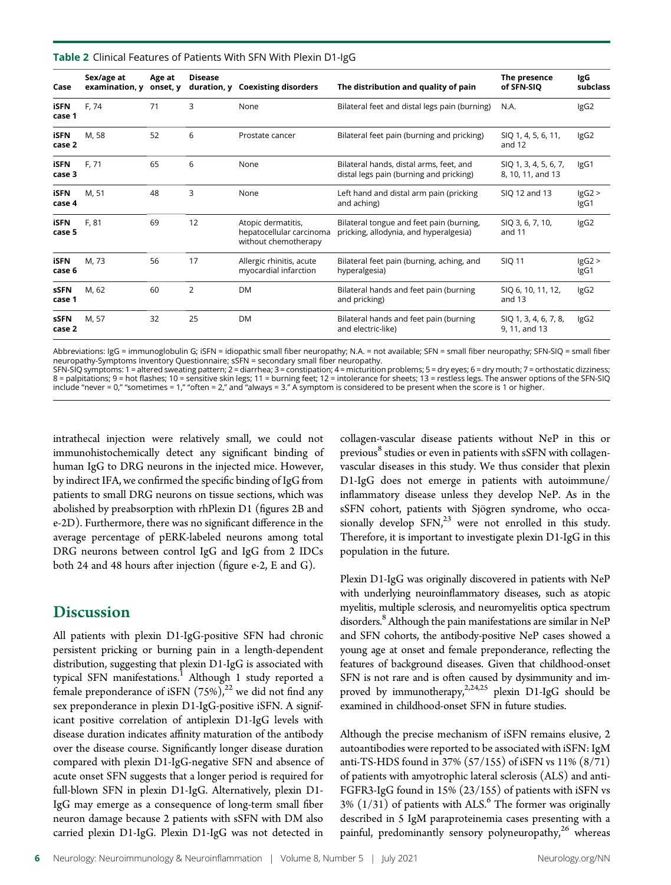**Table 2** Clinical Features of Patients With SFN With Plexin D1-IgG

| Case | Sex/age at examination, y | Age at onset, y | Disease duration, y | Coexisting disorders | The distribution and quality of pain | The presence of SFN-SIQ | IgG subclass |
|---|---|---|---|---|---|---|---|
| **iSFN case 1** | F, 74 | 71 | 3 | None | Bilateral feet and distal legs pain (burning) | N.A. | IgG2 |
| **iSFN case 2** | M, 58 | 52 | 6 | Prostate cancer | Bilateral feet pain (burning and pricking) | SIQ 1, 4, 5, 6, 11, and 12 | IgG2 |
| **iSFN case 3** | F, 71 | 65 | 6 | None | Bilateral hands, distal arms, feet, and distal legs pain (burning and pricking) | SIQ 1, 3, 4, 5, 6, 7, 8, 10, 11, and 13 | IgG1 |
| **iSFN case 4** | M, 51 | 48 | 3 | None | Left hand and distal arm pain (pricking and aching) | SIQ 12 and 13 | IgG2 > IgG1 |
| **iSFN case 5** | F, 81 | 69 | 12 | Atopic dermatitis, hepatocellular carcinoma without chemotherapy | Bilateral tongue and feet pain (burning, pricking, allodynia, and hyperalgesia) | SIQ 3, 6, 7, 10, and 11 | IgG2 |
| **iSFN case 6** | M, 73 | 56 | 17 | Allergic rhinitis, acute myocardial infarction | Bilateral feet pain (burning, aching, and hyperalgesia) | SIQ 11 | IgG2 > IgG1 |
| **sSFN case 1** | M, 62 | 60 | 2 | DM | Bilateral hands and feet pain (burning and pricking) | SIQ 6, 10, 11, 12, and 13 | IgG2 |
| **sSFN case 2** | M, 57 | 32 | 25 | DM | Bilateral hands and feet pain (burning and electric-like) | SIQ 1, 3, 4, 6, 7, 8, 9, 11, and 13 | IgG2 |

Abbreviations: IgG = immunoglobulin G; iSFN = idiopathic small fiber neuropathy; N.A. = not available; SFN = small fiber neuropathy; SFN-SIQ = small fiber neuropathy-Symptoms Inventory Questionnaire; sSFN = secondary small fiber neuropathy.
SFN-SIQ symptoms: 1 = altered sweating pattern; 2 = diarrhea; 3 = constipation; 4 = micturition problems; 5 = dry eyes; 6 = dry mouth; 7 = orthostatic dizziness; 8 = palpitations; 9 = hot flashes; 10 = sensitive skin legs; 11 = burning feet; 12 = intolerance for sheets; 13 = restless legs. The answer options of the SFN-SIQ include "never = 0," "sometimes = 1," "often = 2," and "always = 3." A symptom is considered to be present when the score is 1 or higher.

intrathecal injection were relatively small, we could not immunohistochemically detect any significant binding of human IgG to DRG neurons in the injected mice. However, by indirect IFA, we confirmed the specific binding of IgG from patients to small DRG neurons on tissue sections, which was abolished by preabsorption with rhPlexin D1 (figures 2B and e-2D). Furthermore, there was no significant difference in the average percentage of pERK-labeled neurons among total DRG neurons between control IgG and IgG from 2 IDCs both 24 and 48 hours after injection (figure e-2, E and G).

## Discussion

All patients with plexin D1-IgG-positive SFN had chronic persistent pricking or burning pain in a length-dependent distribution, suggesting that plexin D1-IgG is associated with typical SFN manifestations.[1] Although 1 study reported a female preponderance of iSFN (75%),[22] we did not find any sex preponderance in plexin D1-IgG-positive iSFN. A significant positive correlation of antiplexin D1-IgG levels with disease duration indicates affinity maturation of the antibody over the disease course. Significantly longer disease duration compared with plexin D1-IgG-negative SFN and absence of acute onset SFN suggests that a longer period is required for full-blown SFN in plexin D1-IgG. Alternatively, plexin D1-IgG may emerge as a consequence of long-term small fiber neuron damage because 2 patients with sSFN with DM also carried plexin D1-IgG. Plexin D1-IgG was not detected in collagen-vascular disease patients without NeP in this or previous[8] studies or even in patients with sSFN with collagen-vascular diseases in this study. We thus consider that plexin D1-IgG does not emerge in patients with autoimmune/inflammatory disease unless they develop NeP. As in the sSFN cohort, patients with Sjögren syndrome, who occasionally develop SFN,[23] were not enrolled in this study. Therefore, it is important to investigate plexin D1-IgG in this population in the future.

Plexin D1-IgG was originally discovered in patients with NeP with underlying neuroinflammatory diseases, such as atopic myelitis, multiple sclerosis, and neuromyelitis optica spectrum disorders.[8] Although the pain manifestations are similar in NeP and SFN cohorts, the antibody-positive NeP cases showed a young age at onset and female preponderance, reflecting the features of background diseases. Given that childhood-onset SFN is not rare and is often caused by dysimmunity and improved by immunotherapy,[2,24,25] plexin D1-IgG should be examined in childhood-onset SFN in future studies.

Although the precise mechanism of iSFN remains elusive, 2 autoantibodies were reported to be associated with iSFN: IgM anti-TS-HDS found in 37% (57/155) of iSFN vs 11% (8/71) of patients with amyotrophic lateral sclerosis (ALS) and anti-FGFR3-IgG found in 15% (23/155) of patients with iSFN vs 3% (1/31) of patients with ALS.[6] The former was originally described in 5 IgM paraproteinemia cases presenting with a painful, predominantly sensory polyneuropathy,[26] whereas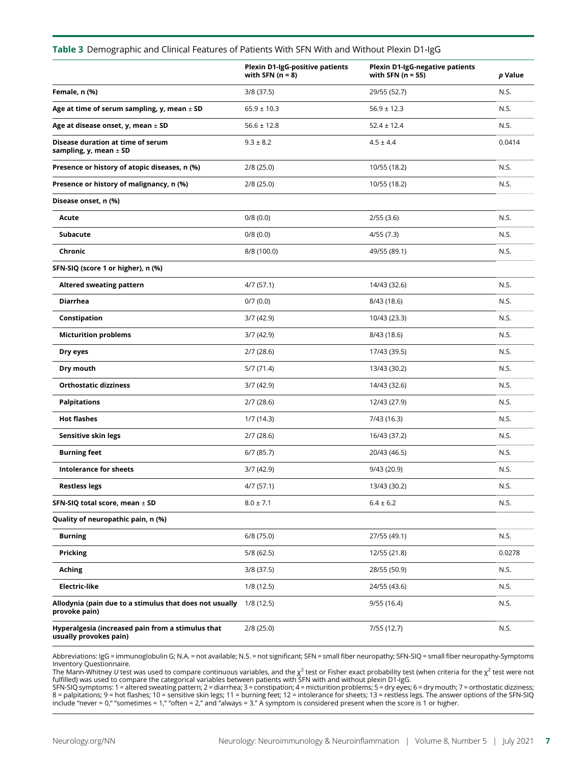**Table 3** Demographic and Clinical Features of Patients With SFN With and Without Plexin D1-IgG

| | Plexin D1-IgG-positive patients with SFN (n = 8) | Plexin D1-IgG-negative patients with SFN (n = 55) | *p* Value |
|---|---|---|---|
| **Female, n (%)** | 3/8 (37.5) | 29/55 (52.7) | N.S. |
| **Age at time of serum sampling, y, mean ± SD** | 65.9 ± 10.3 | 56.9 ± 12.3 | N.S. |
| **Age at disease onset, y, mean ± SD** | 56.6 ± 12.8 | 52.4 ± 12.4 | N.S. |
| **Disease duration at time of serum sampling, y, mean ± SD** | 9.3 ± 8.2 | 4.5 ± 4.4 | 0.0414 |
| **Presence or history of atopic diseases, n (%)** | 2/8 (25.0) | 10/55 (18.2) | N.S. |
| **Presence or history of malignancy, n (%)** | 2/8 (25.0) | 10/55 (18.2) | N.S. |
| **Disease onset, n (%)** | | | |
| **Acute** | 0/8 (0.0) | 2/55 (3.6) | N.S. |
| **Subacute** | 0/8 (0.0) | 4/55 (7.3) | N.S. |
| **Chronic** | 8/8 (100.0) | 49/55 (89.1) | N.S. |
| **SFN-SIQ (score 1 or higher), n (%)** | | | |
| **Altered sweating pattern** | 4/7 (57.1) | 14/43 (32.6) | N.S. |
| **Diarrhea** | 0/7 (0.0) | 8/43 (18.6) | N.S. |
| **Constipation** | 3/7 (42.9) | 10/43 (23.3) | N.S. |
| **Micturition problems** | 3/7 (42.9) | 8/43 (18.6) | N.S. |
| **Dry eyes** | 2/7 (28.6) | 17/43 (39.5) | N.S. |
| **Dry mouth** | 5/7 (71.4) | 13/43 (30.2) | N.S. |
| **Orthostatic dizziness** | 3/7 (42.9) | 14/43 (32.6) | N.S. |
| **Palpitations** | 2/7 (28.6) | 12/43 (27.9) | N.S. |
| **Hot flashes** | 1/7 (14.3) | 7/43 (16.3) | N.S. |
| **Sensitive skin legs** | 2/7 (28.6) | 16/43 (37.2) | N.S. |
| **Burning feet** | 6/7 (85.7) | 20/43 (46.5) | N.S. |
| **Intolerance for sheets** | 3/7 (42.9) | 9/43 (20.9) | N.S. |
| **Restless legs** | 4/7 (57.1) | 13/43 (30.2) | N.S. |
| **SFN-SIQ total score, mean ± SD** | 8.0 ± 7.1 | 6.4 ± 6.2 | N.S. |
| **Quality of neuropathic pain, n (%)** | | | |
| **Burning** | 6/8 (75.0) | 27/55 (49.1) | N.S. |
| **Pricking** | 5/8 (62.5) | 12/55 (21.8) | 0.0278 |
| **Aching** | 3/8 (37.5) | 28/55 (50.9) | N.S. |
| **Electric-like** | 1/8 (12.5) | 24/55 (43.6) | N.S. |
| **Allodynia (pain due to a stimulus that does not usually provoke pain)** | 1/8 (12.5) | 9/55 (16.4) | N.S. |
| **Hyperalgesia (increased pain from a stimulus that usually provokes pain)** | 2/8 (25.0) | 7/55 (12.7) | N.S. |

Abbreviations: IgG = immunoglobulin G; N.A. = not available; N.S. = not significant; SFN = small fiber neuropathy; SFN-SIQ = small fiber neuropathy-Symptoms Inventory Questionnaire.

The Mann-Whitney *U* test was used to compare continuous variables, and the $\chi^2$ test or Fisher exact probability test (when criteria for the $\chi^2$ test were not fulfilled) was used to compare the categorical variables between patients with SFN with and without plexin D1-IgG.

SFN-SIQ symptoms: 1 = altered sweating pattern; 2 = diarrhea; 3 = constipation; 4 = micturition problems; 5 = dry eyes; 6 = dry mouth; 7 = orthostatic dizziness; 8 = palpitations; 9 = hot flashes; 10 = sensitive skin legs; 11 = burning feet; 12 = intolerance for sheets; 13 = restless legs. The answer options of the SFN-SIQ include "never = 0," "sometimes = 1," "often = 2," and "always = 3." A symptom is considered present when the score is 1 or higher.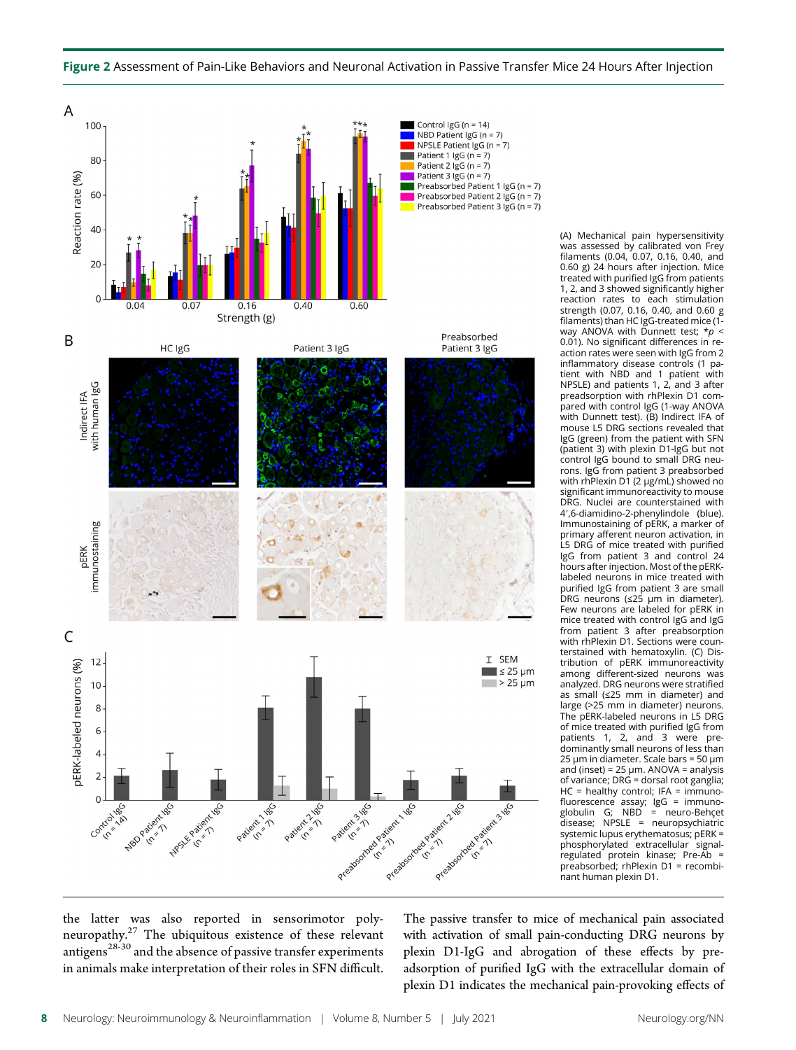**Figure 2** Assessment of Pain-Like Behaviors and Neuronal Activation in Passive Transfer Mice 24 Hours After Injection

(A) Mechanical pain hypersensitivity was assessed by calibrated von Frey filaments (0.04, 0.07, 0.16, 0.40, and 0.60 g) 24 hours after injection. Mice treated with purified IgG from patients 1, 2, and 3 showed significantly higher reaction rates to each stimulation strength (0.07, 0.16, 0.40, and 0.60 g filaments) than HC IgG-treated mice (1-way ANOVA with Dunnett test; \**p* < 0.01). No significant differences in reaction rates were seen with IgG from 2 inflammatory disease controls (1 patient with NBD and 1 patient with NPSLE) and patients 1, 2, and 3 after preadsorption with rhPlexin D1 compared with control IgG (1-way ANOVA with Dunnett test). (B) Indirect IFA of mouse L5 DRG sections revealed that IgG (green) from the patient with SFN (patient 3) with plexin D1-IgG but not control IgG bound to small DRG neurons. IgG from patient 3 preabsorbed with rhPlexin D1 (2 μg/mL) showed no significant immunoreactivity to mouse DRG. Nuclei are counterstained with 4′,6-diamidino-2-phenylindole (blue). Immunostaining of pERK, a marker of primary afferent neuron activation, in L5 DRG of mice treated with purified IgG from patient 3 and control 24 hours after injection. Most of the pERK-labeled neurons in mice treated with purified IgG from patient 3 are small DRG neurons (≤25 μm in diameter). Few neurons are labeled for pERK in mice treated with control IgG and IgG from patient 3 after preabsorption with rhPlexin D1. Sections were counterstained with hematoxylin. (C) Distribution of pERK immunoreactivity among different-sized neurons was analyzed. DRG neurons were stratified as small (≤25 mm in diameter) and large (>25 mm in diameter) neurons. The pERK-labeled neurons in L5 DRG of mice treated with purified IgG from patients 1, 2, and 3 were predominantly small neurons of less than 25 μm in diameter. Scale bars = 50 μm and (inset) = 25 μm. ANOVA = analysis of variance; DRG = dorsal root ganglia; HC = healthy control; IFA = immunofluorescence assay; IgG = immunoglobulin G; NBD = neuro-Behçet disease; NPSLE = neuropsychiatric systemic lupus erythematosus; pERK = phosphorylated extracellular signal-regulated protein kinase; Pre-Ab = preabsorbed; rhPlexin D1 = recombinant human plexin D1.

the latter was also reported in sensorimotor polyneuropathy.[27] The ubiquitous existence of these relevant antigens[28-30] and the absence of passive transfer experiments in animals make interpretation of their roles in SFN difficult.

The passive transfer to mice of mechanical pain associated with activation of small pain-conducting DRG neurons by plexin D1-IgG and abrogation of these effects by preadsorption of purified IgG with the extracellular domain of plexin D1 indicates the mechanical pain-provoking effects of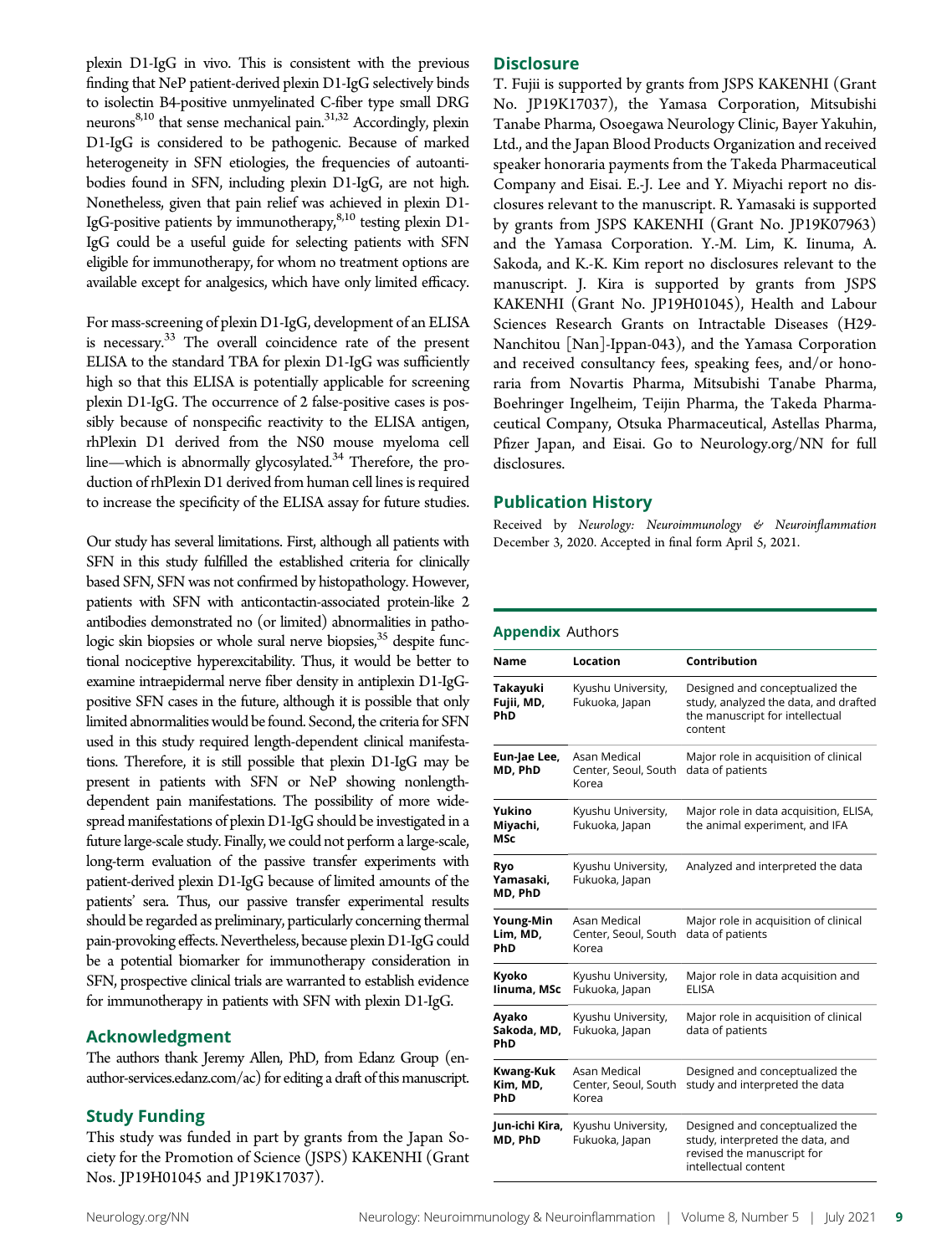plexin D1-IgG in vivo. This is consistent with the previous finding that NeP patient-derived plexin D1-IgG selectively binds to isolectin B4-positive unmyelinated C-fiber type small DRG neurons[8,10] that sense mechanical pain.[31,32] Accordingly, plexin D1-IgG is considered to be pathogenic. Because of marked heterogeneity in SFN etiologies, the frequencies of autoantibodies found in SFN, including plexin D1-IgG, are not high. Nonetheless, given that pain relief was achieved in plexin D1-IgG-positive patients by immunotherapy,[8,10] testing plexin D1-IgG could be a useful guide for selecting patients with SFN eligible for immunotherapy, for whom no treatment options are available except for analgesics, which have only limited efficacy.

For mass-screening of plexin D1-IgG, development of an ELISA is necessary.[33] The overall coincidence rate of the present ELISA to the standard TBA for plexin D1-IgG was sufficiently high so that this ELISA is potentially applicable for screening plexin D1-IgG. The occurrence of 2 false-positive cases is possibly because of nonspecific reactivity to the ELISA antigen, rhPlexin D1 derived from the NS0 mouse myeloma cell line—which is abnormally glycosylated.[34] Therefore, the production of rhPlexin D1 derived from human cell lines is required to increase the specificity of the ELISA assay for future studies.

Our study has several limitations. First, although all patients with SFN in this study fulfilled the established criteria for clinically based SFN, SFN was not confirmed by histopathology. However, patients with SFN with anticontactin-associated protein-like 2 antibodies demonstrated no (or limited) abnormalities in pathologic skin biopsies or whole sural nerve biopsies,[35] despite functional nociceptive hyperexcitability. Thus, it would be better to examine intraepidermal nerve fiber density in antiplexin D1-IgG-positive SFN cases in the future, although it is possible that only limited abnormalities would be found. Second, the criteria for SFN used in this study required length-dependent clinical manifestations. Therefore, it is still possible that plexin D1-IgG may be present in patients with SFN or NeP showing nonlength-dependent pain manifestations. The possibility of more widespread manifestations of plexin D1-IgG should be investigated in a future large-scale study. Finally, we could not perform a large-scale, long-term evaluation of the passive transfer experiments with patient-derived plexin D1-IgG because of limited amounts of the patients' sera. Thus, our passive transfer experimental results should be regarded as preliminary, particularly concerning thermal pain-provoking effects. Nevertheless, because plexin D1-IgG could be a potential biomarker for immunotherapy consideration in SFN, prospective clinical trials are warranted to establish evidence for immunotherapy in patients with SFN with plexin D1-IgG.

## Acknowledgment

The authors thank Jeremy Allen, PhD, from Edanz Group (en-author-services.edanz.com/ac) for editing a draft of this manuscript.

## Study Funding

This study was funded in part by grants from the Japan Society for the Promotion of Science (JSPS) KAKENHI (Grant Nos. JP19H01045 and JP19K17037).

## Disclosure

T. Fujii is supported by grants from JSPS KAKENHI (Grant No. JP19K17037), the Yamasa Corporation, Mitsubishi Tanabe Pharma, Osoegawa Neurology Clinic, Bayer Yakuhin, Ltd., and the Japan Blood Products Organization and received speaker honoraria payments from the Takeda Pharmaceutical Company and Eisai. E.-J. Lee and Y. Miyachi report no disclosures relevant to the manuscript. R. Yamasaki is supported by grants from JSPS KAKENHI (Grant No. JP19K07963) and the Yamasa Corporation. Y.-M. Lim, K. Iinuma, A. Sakoda, and K.-K. Kim report no disclosures relevant to the manuscript. J. Kira is supported by grants from JSPS KAKENHI (Grant No. JP19H01045), Health and Labour Sciences Research Grants on Intractable Diseases (H29-Nanchitou [Nan]-Ippan-043), and the Yamasa Corporation and received consultancy fees, speaking fees, and/or honoraria from Novartis Pharma, Mitsubishi Tanabe Pharma, Boehringer Ingelheim, Teijin Pharma, the Takeda Pharmaceutical Company, Otsuka Pharmaceutical, Astellas Pharma, Pfizer Japan, and Eisai. Go to Neurology.org/NN for full disclosures.

## Publication History

Received by *Neurology: Neuroimmunology & Neuroinflammation* December 3, 2020. Accepted in final form April 5, 2021.

**Appendix** Authors

| Name | Location | Contribution |
|---|---|---|
| **Takayuki Fujii, MD, PhD** | Kyushu University, Fukuoka, Japan | Designed and conceptualized the study, analyzed the data, and drafted the manuscript for intellectual content |
| **Eun-Jae Lee, MD, PhD** | Asan Medical Center, Seoul, South Korea | Major role in acquisition of clinical data of patients |
| **Yukino Miyachi, MSc** | Kyushu University, Fukuoka, Japan | Major role in data acquisition, ELISA, the animal experiment, and IFA |
| **Ryo Yamasaki, MD, PhD** | Kyushu University, Fukuoka, Japan | Analyzed and interpreted the data |
| **Young-Min Lim, MD, PhD** | Asan Medical Center, Seoul, South Korea | Major role in acquisition of clinical data of patients |
| **Kyoko Iinuma, MSc** | Kyushu University, Fukuoka, Japan | Major role in data acquisition and ELISA |
| **Ayako Sakoda, MD, PhD** | Kyushu University, Fukuoka, Japan | Major role in acquisition of clinical data of patients |
| **Kwang-Kuk Kim, MD, PhD** | Asan Medical Center, Seoul, South Korea | Designed and conceptualized the study and interpreted the data |
| **Jun-ichi Kira, MD, PhD** | Kyushu University, Fukuoka, Japan | Designed and conceptualized the study, interpreted the data, and revised the manuscript for intellectual content |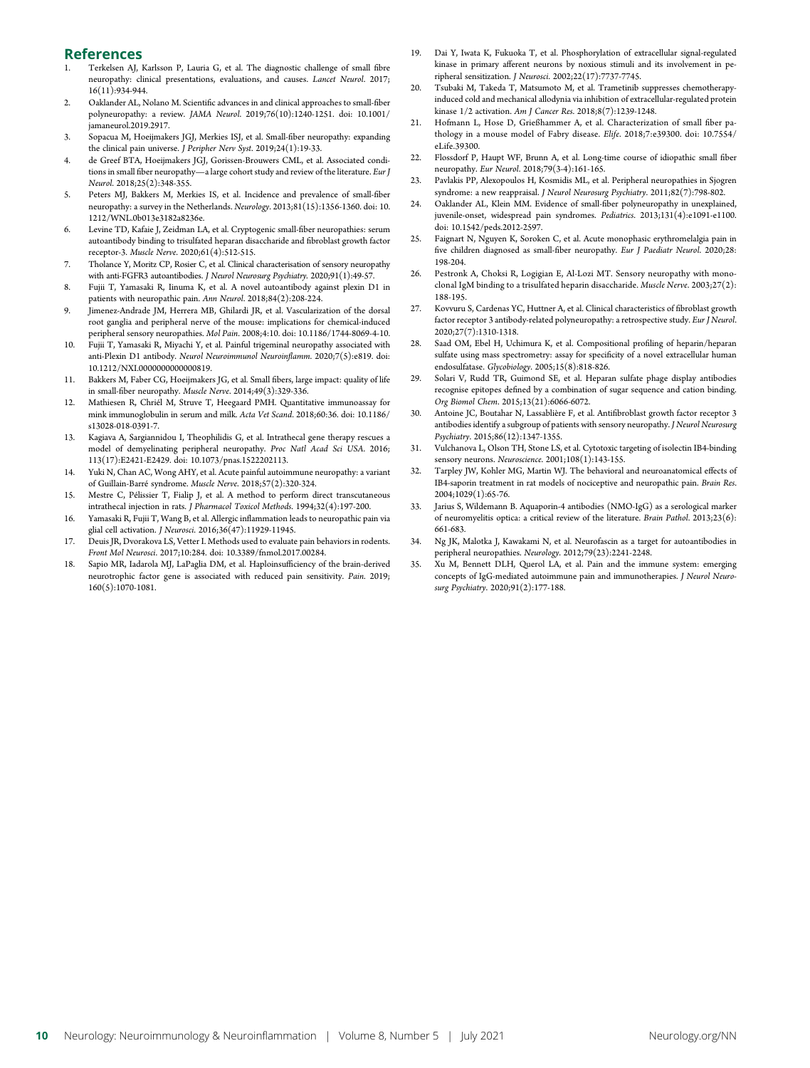## References

1. Terkelsen AJ, Karlsson P, Lauria G, et al. The diagnostic challenge of small fibre neuropathy: clinical presentations, evaluations, and causes. *Lancet Neurol*. 2017; 16(11):934-944.
2. Oaklander AL, Nolano M. Scientific advances in and clinical approaches to small-fiber polyneuropathy: a review. *JAMA Neurol*. 2019;76(10):1240-1251. doi: 10.1001/jamaneurol.2019.2917.
3. Sopacua M, Hoeijmakers JGJ, Merkies ISJ, et al. Small-fiber neuropathy: expanding the clinical pain universe. *J Peripher Nerv Syst*. 2019;24(1):19-33.
4. de Greef BTA, Hoeijmakers JGJ, Gorissen-Brouwers CML, et al. Associated conditions in small fiber neuropathy—a large cohort study and review of the literature. *Eur J Neurol*. 2018;25(2):348-355.
5. Peters MJ, Bakkers M, Merkies IS, et al. Incidence and prevalence of small-fiber neuropathy: a survey in the Netherlands. *Neurology*. 2013;81(15):1356-1360. doi: 10.1212/WNL.0b013e3182a8236e.
6. Levine TD, Kafaie J, Zeidman LA, et al. Cryptogenic small-fiber neuropathies: serum autoantibody binding to trisulfated heparan disaccharide and fibroblast growth factor receptor-3. *Muscle Nerve*. 2020;61(4):512-515.
7. Tholance Y, Moritz CP, Rosier C, et al. Clinical characterisation of sensory neuropathy with anti-FGFR3 autoantibodies. *J Neurol Neurosurg Psychiatry*. 2020;91(1):49-57.
8. Fujii T, Yamasaki R, Iinuma K, et al. A novel autoantibody against plexin D1 in patients with neuropathic pain. *Ann Neurol*. 2018;84(2):208-224.
9. Jimenez-Andrade JM, Herrera MB, Ghilardi JR, et al. Vascularization of the dorsal root ganglia and peripheral nerve of the mouse: implications for chemical-induced peripheral sensory neuropathies. *Mol Pain*. 2008;4:10. doi: 10.1186/1744-8069-4-10.
10. Fujii T, Yamasaki R, Miyachi Y, et al. Painful trigeminal neuropathy associated with anti-Plexin D1 antibody. *Neurol Neuroimmunol Neuroinflamm*. 2020;7(5):e819. doi: 10.1212/NXI.0000000000000819.
11. Bakkers M, Faber CG, Hoeijmakers JG, et al. Small fibers, large impact: quality of life in small-fiber neuropathy. *Muscle Nerve*. 2014;49(3):329-336.
12. Mathiesen R, Chriél M, Struve T, Heegaard PMH. Quantitative immunoassay for mink immunoglobulin in serum and milk. *Acta Vet Scand*. 2018;60:36. doi: 10.1186/s13028-018-0391-7.
13. Kagiava A, Sargiannidou I, Theophilidis G, et al. Intrathecal gene therapy rescues a model of demyelinating peripheral neuropathy. *Proc Natl Acad Sci USA*. 2016; 113(17):E2421-E2429. doi: 10.1073/pnas.1522202113.
14. Yuki N, Chan AC, Wong AHY, et al. Acute painful autoimmune neuropathy: a variant of Guillain-Barré syndrome. *Muscle Nerve*. 2018;57(2):320-324.
15. Mestre C, Pélissier T, Fialip J, et al. A method to perform direct transcutaneous intrathecal injection in rats. *J Pharmacol Toxicol Methods*. 1994;32(4):197-200.
16. Yamasaki R, Fujii T, Wang B, et al. Allergic inflammation leads to neuropathic pain via glial cell activation. *J Neurosci*. 2016;36(47):11929-11945.
17. Deuis JR, Dvorakova LS, Vetter I. Methods used to evaluate pain behaviors in rodents. *Front Mol Neurosci*. 2017;10:284. doi: 10.3389/fnmol.2017.00284.
18. Sapio MR, Iadarola MJ, LaPaglia DM, et al. Haploinsufficiency of the brain-derived neurotrophic factor gene is associated with reduced pain sensitivity. *Pain*. 2019; 160(5):1070-1081.
19. Dai Y, Iwata K, Fukuoka T, et al. Phosphorylation of extracellular signal-regulated kinase in primary afferent neurons by noxious stimuli and its involvement in peripheral sensitization. *J Neurosci*. 2002;22(17):7737-7745.
20. Tsubaki M, Takeda T, Matsumoto M, et al. Trametinib suppresses chemotherapy-induced cold and mechanical allodynia via inhibition of extracellular-regulated protein kinase 1/2 activation. *Am J Cancer Res*. 2018;8(7):1239-1248.
21. Hofmann L, Hose D, Grießhammer A, et al. Characterization of small fiber pathology in a mouse model of Fabry disease. *Elife*. 2018;7:e39300. doi: 10.7554/eLife.39300.
22. Flossdorf P, Haupt WF, Brunn A, et al. Long-time course of idiopathic small fiber neuropathy. *Eur Neurol*. 2018;79(3-4):161-165.
23. Pavlakis PP, Alexopoulos H, Kosmidis ML, et al. Peripheral neuropathies in Sjogren syndrome: a new reappraisal. *J Neurol Neurosurg Psychiatry*. 2011;82(7):798-802.
24. Oaklander AL, Klein MM. Evidence of small-fiber polyneuropathy in unexplained, juvenile-onset, widespread pain syndromes. *Pediatrics*. 2013;131(4):e1091-e1100. doi: 10.1542/peds.2012-2597.
25. Faignart N, Nguyen K, Soroken C, et al. Acute monophasic erythromelalgia pain in five children diagnosed as small-fiber neuropathy. *Eur J Paediatr Neurol*. 2020;28: 198-204.
26. Pestronk A, Choksi R, Logigian E, Al-Lozi MT. Sensory neuropathy with monoclonal IgM binding to a trisulfated heparin disaccharide. *Muscle Nerve*. 2003;27(2): 188-195.
27. Kovvuru S, Cardenas YC, Huttner A, et al. Clinical characteristics of fibroblast growth factor receptor 3 antibody-related polyneuropathy: a retrospective study. *Eur J Neurol*. 2020;27(7):1310-1318.
28. Saad OM, Ebel H, Uchimura K, et al. Compositional profiling of heparin/heparan sulfate using mass spectrometry: assay for specificity of a novel extracellular human endosulfatase. *Glycobiology*. 2005;15(8):818-826.
29. Solari V, Rudd TR, Guimond SE, et al. Heparan sulfate phage display antibodies recognise epitopes defined by a combination of sugar sequence and cation binding. *Org Biomol Chem*. 2015;13(21):6066-6072.
30. Antoine JC, Boutahar N, Lassablière F, et al. Antifibroblast growth factor receptor 3 antibodies identify a subgroup of patients with sensory neuropathy. *J Neurol Neurosurg Psychiatry*. 2015;86(12):1347-1355.
31. Vulchanova L, Olson TH, Stone LS, et al. Cytotoxic targeting of isolectin IB4-binding sensory neurons. *Neuroscience*. 2001;108(1):143-155.
32. Tarpley JW, Kohler MG, Martin WJ. The behavioral and neuroanatomical effects of IB4-saporin treatment in rat models of nociceptive and neuropathic pain. *Brain Res*. 2004;1029(1):65-76.
33. Jarius S, Wildemann B. Aquaporin-4 antibodies (NMO-IgG) as a serological marker of neuromyelitis optica: a critical review of the literature. *Brain Pathol*. 2013;23(6): 661-683.
34. Ng JK, Malotka J, Kawakami N, et al. Neurofascin as a target for autoantibodies in peripheral neuropathies. *Neurology*. 2012;79(23):2241-2248.
35. Xu M, Bennett DLH, Querol LA, et al. Pain and the immune system: emerging concepts of IgG-mediated autoimmune pain and immunotherapies. *J Neurol Neurosurg Psychiatry*. 2020;91(2):177-188.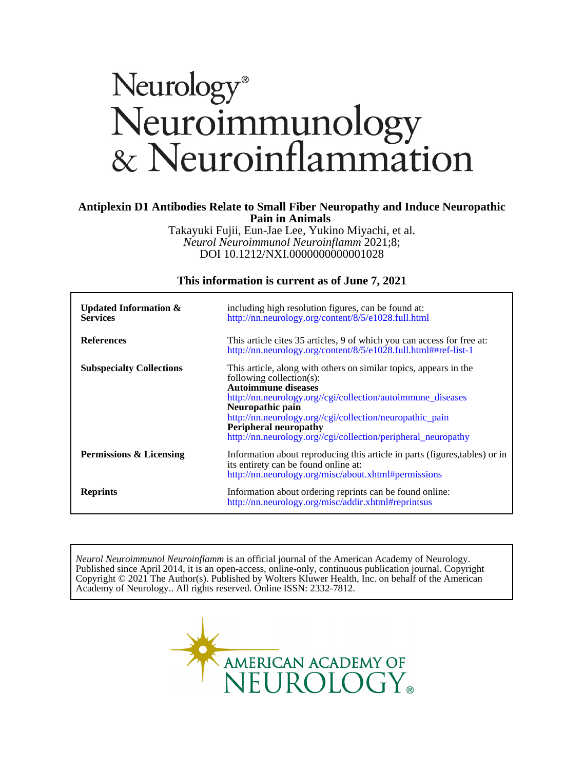# Neurology® Neuroimmunology & Neuroinflammation

**Antiplexin D1 Antibodies Relate to Small Fiber Neuropathy and Induce Neuropathic Pain in Animals**

Takayuki Fujii, Eun-Jae Lee, Yukino Miyachi, et al.

*Neurol Neuroimmunol Neuroinflamm* 2021;8;

DOI 10.1212/NXI.0000000000001028

**This information is current as of June 7, 2021**

| | |
|---|---|
| **Updated Information & Services** | including high resolution figures, can be found at: http://nn.neurology.org/content/8/5/e1028.full.html |
| **References** | This article cites 35 articles, 9 of which you can access for free at: http://nn.neurology.org/content/8/5/e1028.full.html##ref-list-1 |
| **Subspecialty Collections** | This article, along with others on similar topics, appears in the following collection(s): **Autoimmune diseases** http://nn.neurology.org//cgi/collection/autoimmune_diseases **Neuropathic pain** http://nn.neurology.org//cgi/collection/neuropathic_pain **Peripheral neuropathy** http://nn.neurology.org//cgi/collection/peripheral_neuropathy |
| **Permissions & Licensing** | Information about reproducing this article in parts (figures,tables) or in its entirety can be found online at: http://nn.neurology.org/misc/about.xhtml#permissions |
| **Reprints** | Information about ordering reprints can be found online: http://nn.neurology.org/misc/addir.xhtml#reprintsus |

*Neurol Neuroimmunol Neuroinflamm* is an official journal of the American Academy of Neurology. Published since April 2014, it is an open-access, online-only, continuous publication journal. Copyright Copyright © 2021 The Author(s). Published by Wolters Kluwer Health, Inc. on behalf of the American Academy of Neurology.. All rights reserved. Online ISSN: 2332-7812.

AMERICAN ACADEMY OF NEUROLOGY®